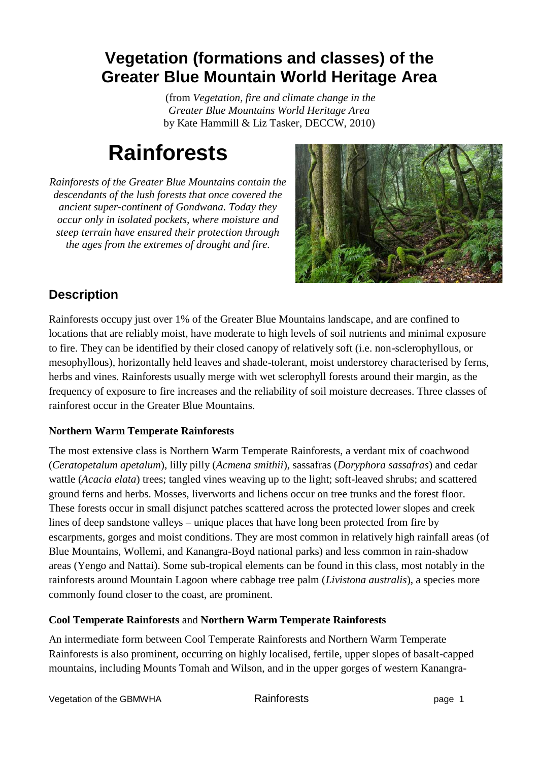# Vegetation (formations and classes) of the Greater Blue Mountain World Heritage Area

(from *Vegetation, fire and climate change in the Greater Blue Mountains World Heritage Area* by Kate Hammill & Liz Tasker, DECCW, 2010)

# Rainforests

*Rainforests of the Greater Blue Mountains contain the descendants of the lush forests that once covered the ancient super-continent of Gondwana. Today they occur only in isolated pockets, where moisture and steep terrain have ensured their protection through the ages from the extremes of drought and fire.*

## Description

Rainforests occupy just over 1% of the Greater Blue Mountains landscape, and are confined to locations that are reliably moist, have moderate to high levels of soil nutrients and minimal exposure to fire. They can be identified by their closed canopy of relatively soft (i.e. non-sclerophyllous, or mesophyllous), horizontally held leaves and shade-tolerant, moist understorey characterised by ferns, herbs and vines. Rainforests usually merge with wet sclerophyll forests around their margin, as the frequency of exposure to fire increases and the reliability of soil moisture decreases. Three classes of rainforest occur in the Greater Blue Mountains.

### Northern Warm Temperate Rainforests

The most extensive class is Northern Warm Temperate Rainforests, a verdant mix of coachwood (*Ceratopetalum apetalum*), lilly pilly (*Acmena smithii*), sassafras (*Doryphora sassafras*) and cedar wattle (*Acacia elata*) trees; tangled vines weaving up to the light; soft-leaved shrubs; and scattered ground ferns and herbs. Mosses, liverworts and lichens occur on tree trunks and the forest floor. These forests occur in small disjunct patches scattered across the protected lower slopes and creek lines of deep sandstone valleys – unique places that have long been protected from fire by escarpments, gorges and moist conditions. They are most common in relatively high rainfall areas (of Blue Mountains, Wollemi, and Kanangra-Boyd national parks) and less common in rain-shadow areas (Yengo and Nattai). Some sub-tropical elements can be found in this class, most notably in the rainforests around Mountain Lagoon where cabbage tree palm (*Livistona australis*), a species more commonly found closer to the coast, are prominent.

### Cool Temperate Rainforests and Northern Warm Temperate Rainforests

An intermediate form between Cool Temperate Rainforests and Northern Warm Temperate Rainforests is also prominent, occurring on highly localised, fertile, upper slopes of basalt-capped mountains, including Mounts Tomah and Wilson, and in the upper gorges of western Kanangra-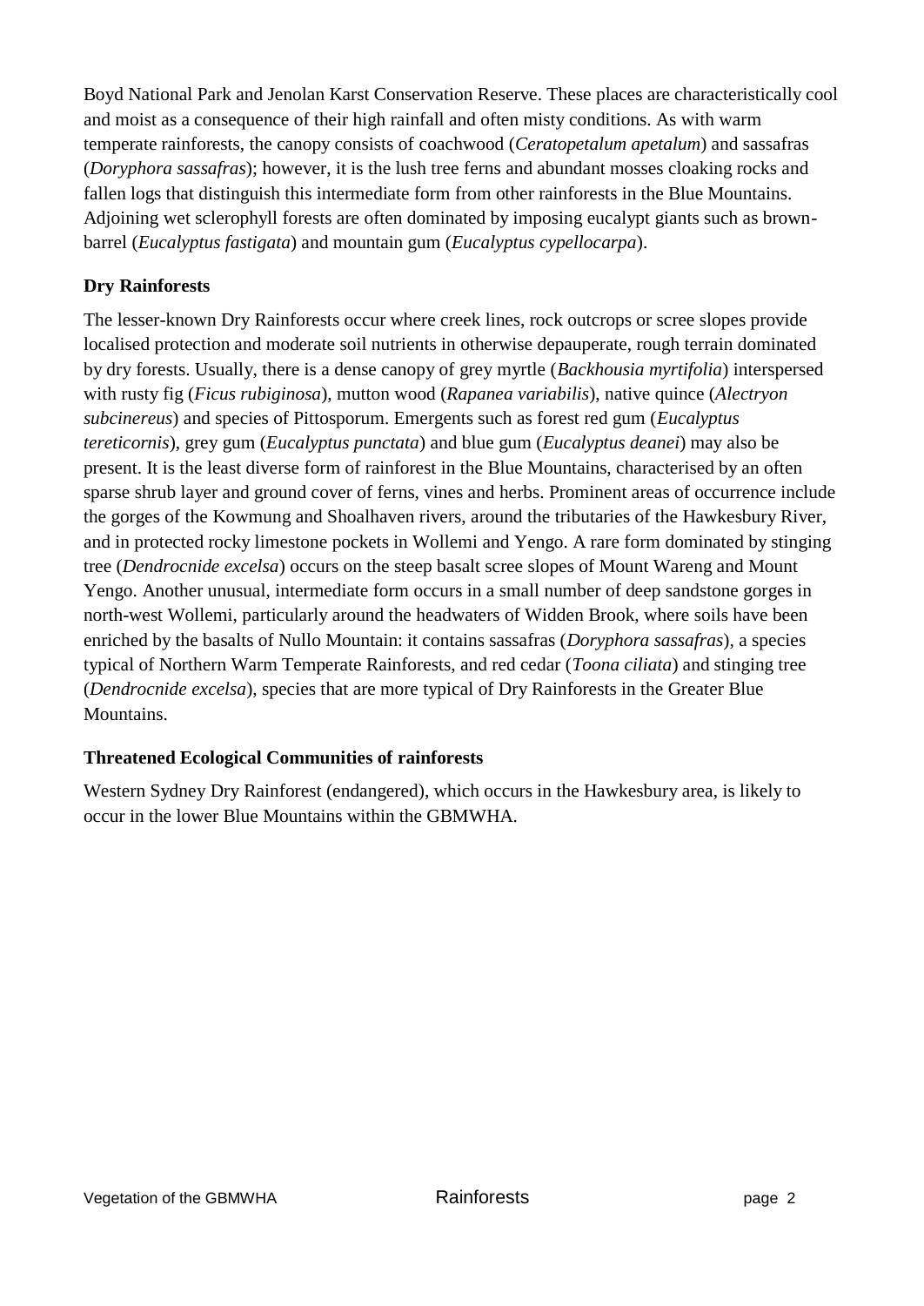Boyd National Park and Jenolan Karst Conservation Reserve. These places are characteristically cool and moist as a consequence of their high rainfall and often misty conditions. As with warm temperate rainforests, the canopy consists of coachwood (*Ceratopetalum apetalum*) and sassafras (*Doryphora sassafras*); however, it is the lush tree ferns and abundant mosses cloaking rocks and fallen logs that distinguish this intermediate form from other rainforests in the Blue Mountains. Adjoining wet sclerophyll forests are often dominated by imposing eucalypt giants such as brown-barrel (*Eucalyptus fastigata*) and mountain gum (*Eucalyptus cypellocarpa*).

### Dry Rainforests

The lesser-known Dry Rainforests occur where creek lines, rock outcrops or scree slopes provide localised protection and moderate soil nutrients in otherwise depauperate, rough terrain dominated by dry forests. Usually, there is a dense canopy of grey myrtle (*Backhousia myrtifolia*) interspersed with rusty fig (*Ficus rubiginosa*), mutton wood (*Rapanea variabilis*), native quince (*Alectryon subcinereus*) and species of Pittosporum. Emergents such as forest red gum (*Eucalyptus tereticornis*), grey gum (*Eucalyptus punctata*) and blue gum (*Eucalyptus deanei*) may also be present. It is the least diverse form of rainforest in the Blue Mountains, characterised by an often sparse shrub layer and ground cover of ferns, vines and herbs. Prominent areas of occurrence include the gorges of the Kowmung and Shoalhaven rivers, around the tributaries of the Hawkesbury River, and in protected rocky limestone pockets in Wollemi and Yengo. A rare form dominated by stinging tree (*Dendrocnide excelsa*) occurs on the steep basalt scree slopes of Mount Wareng and Mount Yengo. Another unusual, intermediate form occurs in a small number of deep sandstone gorges in north-west Wollemi, particularly around the headwaters of Widden Brook, where soils have been enriched by the basalts of Nullo Mountain: it contains sassafras (*Doryphora sassafras*), a species typical of Northern Warm Temperate Rainforests, and red cedar (*Toona ciliata*) and stinging tree (*Dendrocnide excelsa*), species that are more typical of Dry Rainforests in the Greater Blue Mountains.

### Threatened Ecological Communities of rainforests

Western Sydney Dry Rainforest (endangered), which occurs in the Hawkesbury area, is likely to occur in the lower Blue Mountains within the GBMWHA.